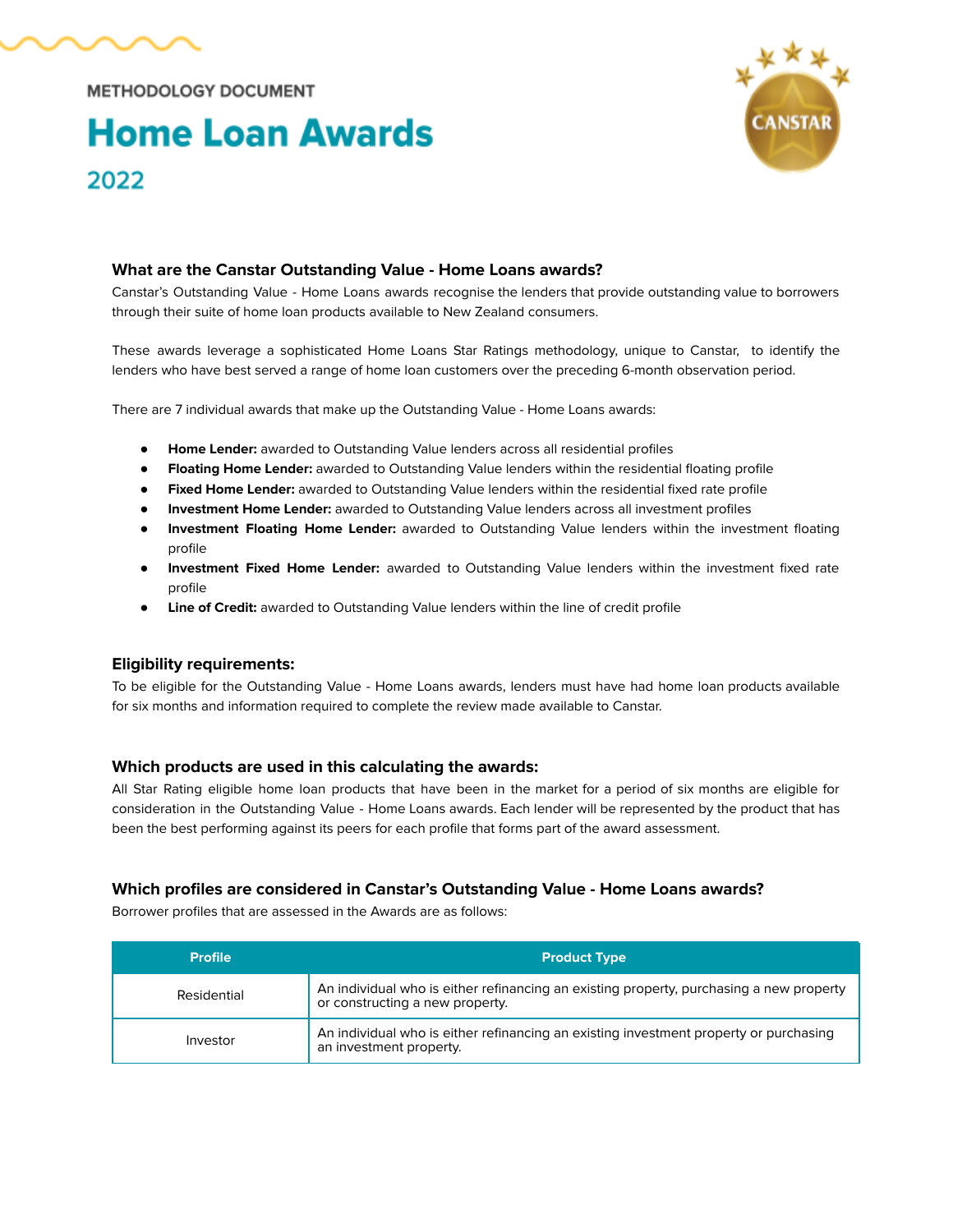METHODOLOGY DOCUMENT

# Home Loan Awards

## 2022

### What are the Canstar Outstanding Value - Home Loans awards?

Canstar's Outstanding Value - Home Loans awards recognise the lenders that provide outstanding value to borrowers through their suite of home loan products available to New Zealand consumers.

These awards leverage a sophisticated Home Loans Star Ratings methodology, unique to Canstar, to identify the lenders who have best served a range of home loan customers over the preceding 6-month observation period.

There are 7 individual awards that make up the Outstanding Value - Home Loans awards:

- **Home Lender:** awarded to Outstanding Value lenders across all residential profiles
- **Floating Home Lender:** awarded to Outstanding Value lenders within the residential floating profile
- **Fixed Home Lender:** awarded to Outstanding Value lenders within the residential fixed rate profile
- **Investment Home Lender:** awarded to Outstanding Value lenders across all investment profiles
- **Investment Floating Home Lender:** awarded to Outstanding Value lenders within the investment floating profile
- **Investment Fixed Home Lender:** awarded to Outstanding Value lenders within the investment fixed rate profile
- **Line of Credit:** awarded to Outstanding Value lenders within the line of credit profile

### Eligibility requirements:

To be eligible for the Outstanding Value - Home Loans awards, lenders must have had home loan products available for six months and information required to complete the review made available to Canstar.

### Which products are used in this calculating the awards:

All Star Rating eligible home loan products that have been in the market for a period of six months are eligible for consideration in the Outstanding Value - Home Loans awards. Each lender will be represented by the product that has been the best performing against its peers for each profile that forms part of the award assessment.

### Which profiles are considered in Canstar's Outstanding Value - Home Loans awards?

Borrower profiles that are assessed in the Awards are as follows:

| Profile | Product Type |
|---|---|
| Residential | An individual who is either refinancing an existing property, purchasing a new property or constructing a new property. |
| Investor | An individual who is either refinancing an existing investment property or purchasing an investment property. |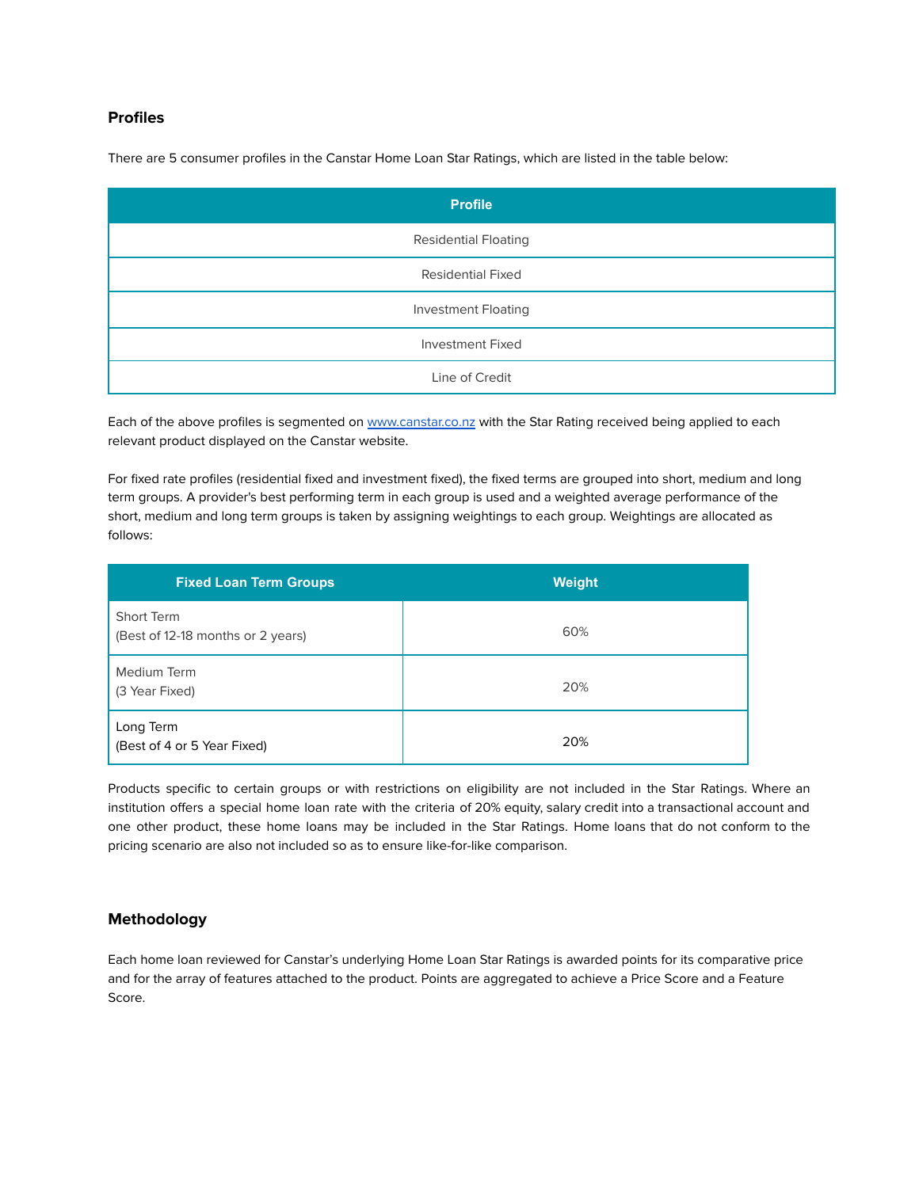### Profiles

There are 5 consumer profiles in the Canstar Home Loan Star Ratings, which are listed in the table below:

| Profile |
| --- |
| Residential Floating |
| Residential Fixed |
| Investment Floating |
| Investment Fixed |
| Line of Credit |

Each of the above profiles is segmented on [www.canstar.co.nz](http://www.canstar.co.nz) with the Star Rating received being applied to each relevant product displayed on the Canstar website.

For fixed rate profiles (residential fixed and investment fixed), the fixed terms are grouped into short, medium and long term groups. A provider's best performing term in each group is used and a weighted average performance of the short, medium and long term groups is taken by assigning weightings to each group. Weightings are allocated as follows:

| Fixed Loan Term Groups | Weight |
| --- | --- |
| Short Term (Best of 12-18 months or 2 years) | 60% |
| Medium Term (3 Year Fixed) | 20% |
| Long Term (Best of 4 or 5 Year Fixed) | 20% |

Products specific to certain groups or with restrictions on eligibility are not included in the Star Ratings. Where an institution offers a special home loan rate with the criteria of 20% equity, salary credit into a transactional account and one other product, these home loans may be included in the Star Ratings. Home loans that do not conform to the pricing scenario are also not included so as to ensure like-for-like comparison.

### Methodology

Each home loan reviewed for Canstar's underlying Home Loan Star Ratings is awarded points for its comparative price and for the array of features attached to the product. Points are aggregated to achieve a Price Score and a Feature Score.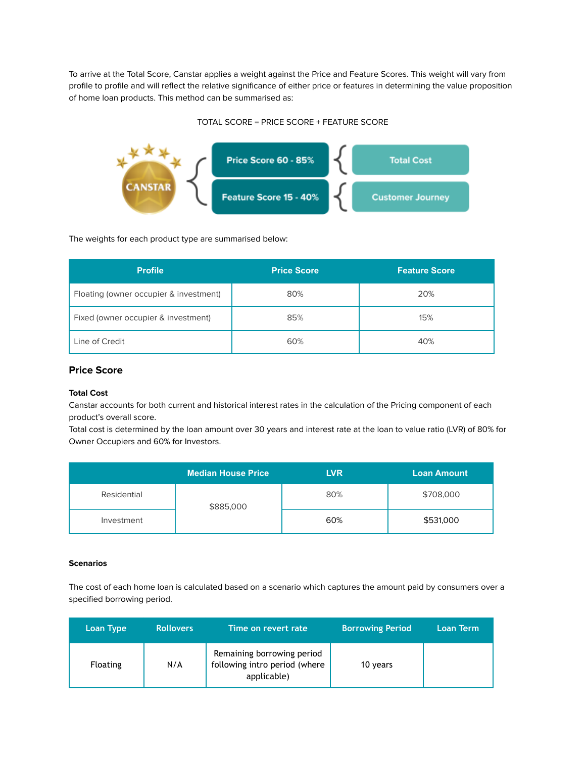To arrive at the Total Score, Canstar applies a weight against the Price and Feature Scores. This weight will vary from profile to profile and will reflect the relative significance of either price or features in determining the value proposition of home loan products. This method can be summarised as:

TOTAL SCORE = PRICE SCORE + FEATURE SCORE

CANSTAR

- Price Score 60 - 85% — Total Cost
- Feature Score 15 - 40% — Customer Journey

The weights for each product type are summarised below:

| Profile | Price Score | Feature Score |
|---|---|---|
| Floating (owner occupier & investment) | 80% | 20% |
| Fixed (owner occupier & investment) | 85% | 15% |
| Line of Credit | 60% | 40% |

## Price Score

**Total Cost**

Canstar accounts for both current and historical interest rates in the calculation of the Pricing component of each product's overall score.

Total cost is determined by the loan amount over 30 years and interest rate at the loan to value ratio (LVR) of 80% for Owner Occupiers and 60% for Investors.

| | Median House Price | LVR | Loan Amount |
|---|---|---|---|
| Residential | $885,000 | 80% | $708,000 |
| Investment | | 60% | $531,000 |

**Scenarios**

The cost of each home loan is calculated based on a scenario which captures the amount paid by consumers over a specified borrowing period.

| Loan Type | Rollovers | Time on revert rate | Borrowing Period | Loan Term |
|---|---|---|---|---|
| Floating | N/A | Remaining borrowing period following intro period (where applicable) | 10 years | |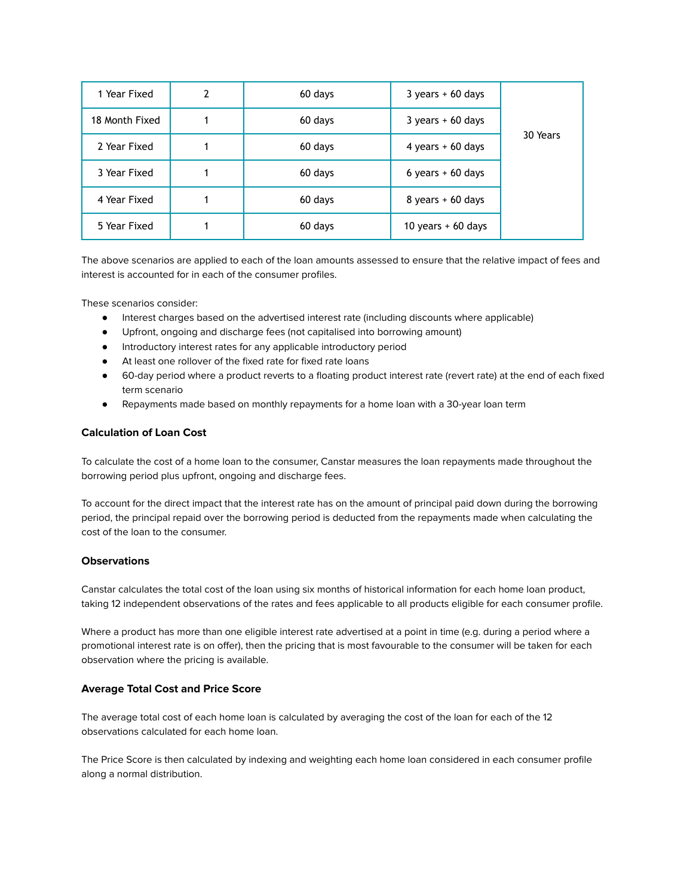| 1 Year Fixed | 2 | 60 days | 3 years + 60 days | 30 Years |
|---|---|---|---|---|
| 18 Month Fixed | 1 | 60 days | 3 years + 60 days | |
| 2 Year Fixed | 1 | 60 days | 4 years + 60 days | |
| 3 Year Fixed | 1 | 60 days | 6 years + 60 days | |
| 4 Year Fixed | 1 | 60 days | 8 years + 60 days | |
| 5 Year Fixed | 1 | 60 days | 10 years + 60 days | |

The above scenarios are applied to each of the loan amounts assessed to ensure that the relative impact of fees and interest is accounted for in each of the consumer profiles.

These scenarios consider:

- Interest charges based on the advertised interest rate (including discounts where applicable)
- Upfront, ongoing and discharge fees (not capitalised into borrowing amount)
- Introductory interest rates for any applicable introductory period
- At least one rollover of the fixed rate for fixed rate loans
- 60-day period where a product reverts to a floating product interest rate (revert rate) at the end of each fixed term scenario
- Repayments made based on monthly repayments for a home loan with a 30-year loan term

### Calculation of Loan Cost

To calculate the cost of a home loan to the consumer, Canstar measures the loan repayments made throughout the borrowing period plus upfront, ongoing and discharge fees.

To account for the direct impact that the interest rate has on the amount of principal paid down during the borrowing period, the principal repaid over the borrowing period is deducted from the repayments made when calculating the cost of the loan to the consumer.

### Observations

Canstar calculates the total cost of the loan using six months of historical information for each home loan product, taking 12 independent observations of the rates and fees applicable to all products eligible for each consumer profile.

Where a product has more than one eligible interest rate advertised at a point in time (e.g. during a period where a promotional interest rate is on offer), then the pricing that is most favourable to the consumer will be taken for each observation where the pricing is available.

### Average Total Cost and Price Score

The average total cost of each home loan is calculated by averaging the cost of the loan for each of the 12 observations calculated for each home loan.

The Price Score is then calculated by indexing and weighting each home loan considered in each consumer profile along a normal distribution.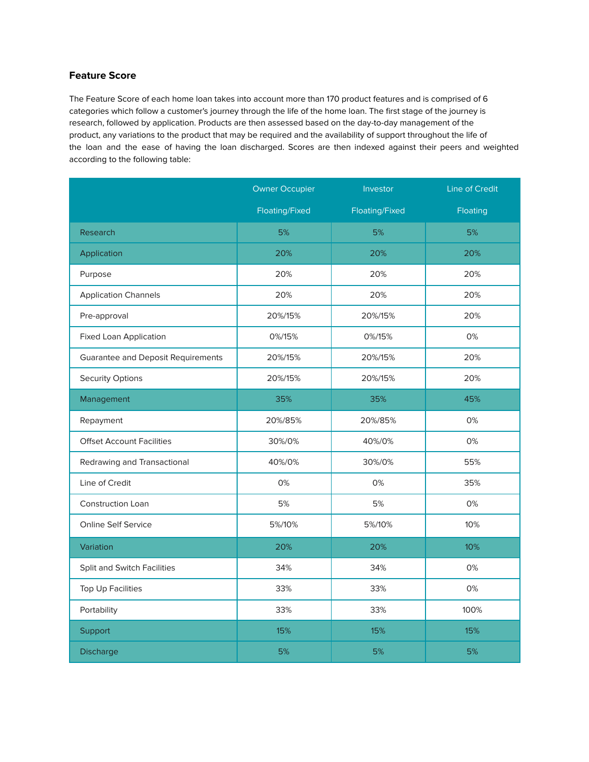### Feature Score

The Feature Score of each home loan takes into account more than 170 product features and is comprised of 6 categories which follow a customer's journey through the life of the home loan. The first stage of the journey is research, followed by application. Products are then assessed based on the day-to-day management of the product, any variations to the product that may be required and the availability of support throughout the life of the loan and the ease of having the loan discharged. Scores are then indexed against their peers and weighted according to the following table:

| | Owner Occupier Floating/Fixed | Investor Floating/Fixed | Line of Credit Floating |
|---|---|---|---|
| Research | 5% | 5% | 5% |
| Application | 20% | 20% | 20% |
| Purpose | 20% | 20% | 20% |
| Application Channels | 20% | 20% | 20% |
| Pre-approval | 20%/15% | 20%/15% | 20% |
| Fixed Loan Application | 0%/15% | 0%/15% | 0% |
| Guarantee and Deposit Requirements | 20%/15% | 20%/15% | 20% |
| Security Options | 20%/15% | 20%/15% | 20% |
| Management | 35% | 35% | 45% |
| Repayment | 20%/85% | 20%/85% | 0% |
| Offset Account Facilities | 30%/0% | 40%/0% | 0% |
| Redrawing and Transactional | 40%/0% | 30%/0% | 55% |
| Line of Credit | 0% | 0% | 35% |
| Construction Loan | 5% | 5% | 0% |
| Online Self Service | 5%/10% | 5%/10% | 10% |
| Variation | 20% | 20% | 10% |
| Split and Switch Facilities | 34% | 34% | 0% |
| Top Up Facilities | 33% | 33% | 0% |
| Portability | 33% | 33% | 100% |
| Support | 15% | 15% | 15% |
| Discharge | 5% | 5% | 5% |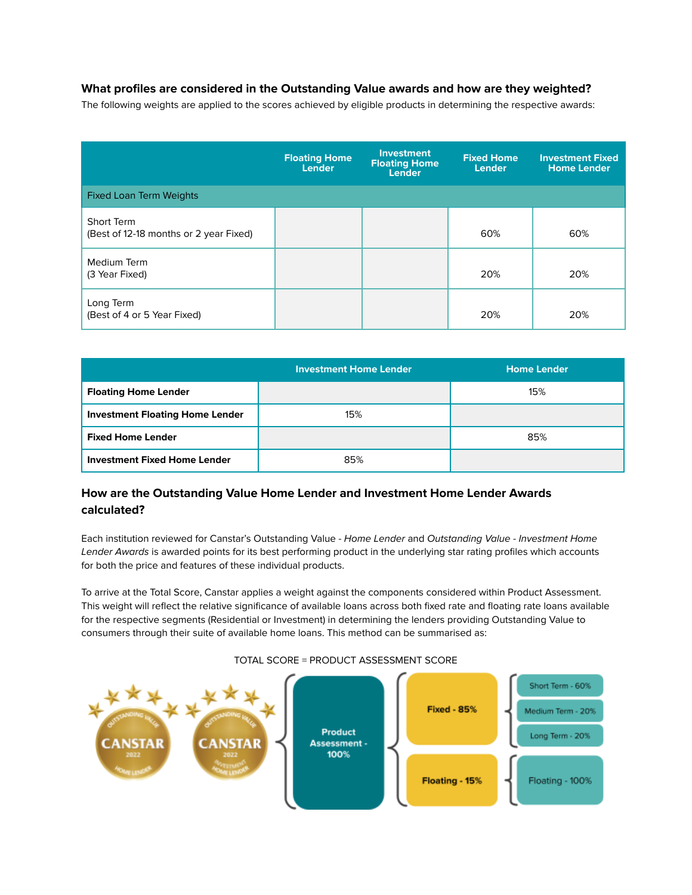### What profiles are considered in the Outstanding Value awards and how are they weighted?

The following weights are applied to the scores achieved by eligible products in determining the respective awards:

| | Floating Home Lender | Investment Floating Home Lender | Fixed Home Lender | Investment Fixed Home Lender |
|---|---|---|---|---|
| Fixed Loan Term Weights | | | | |
| Short Term (Best of 12-18 months or 2 year Fixed) | | | 60% | 60% |
| Medium Term (3 Year Fixed) | | | 20% | 20% |
| Long Term (Best of 4 or 5 Year Fixed) | | | 20% | 20% |

| | Investment Home Lender | Home Lender |
|---|---|---|
| **Floating Home Lender** | | 15% |
| **Investment Floating Home Lender** | 15% | |
| **Fixed Home Lender** | | 85% |
| **Investment Fixed Home Lender** | 85% | |

### How are the Outstanding Value Home Lender and Investment Home Lender Awards calculated?

Each institution reviewed for Canstar's Outstanding Value - *Home Lender* and *Outstanding Value - Investment Home Lender Awards* is awarded points for its best performing product in the underlying star rating profiles which accounts for both the price and features of these individual products.

To arrive at the Total Score, Canstar applies a weight against the components considered within Product Assessment. This weight will reflect the relative significance of available loans across both fixed rate and floating rate loans available for the respective segments (Residential or Investment) in determining the lenders providing Outstanding Value to consumers through their suite of available home loans. This method can be summarised as:

TOTAL SCORE = PRODUCT ASSESSMENT SCORE

- Product Assessment - 100%
  - Fixed - 85%
    - Short Term - 60%
    - Medium Term - 20%
    - Long Term - 20%
  - Floating - 15%
    - Floating - 100%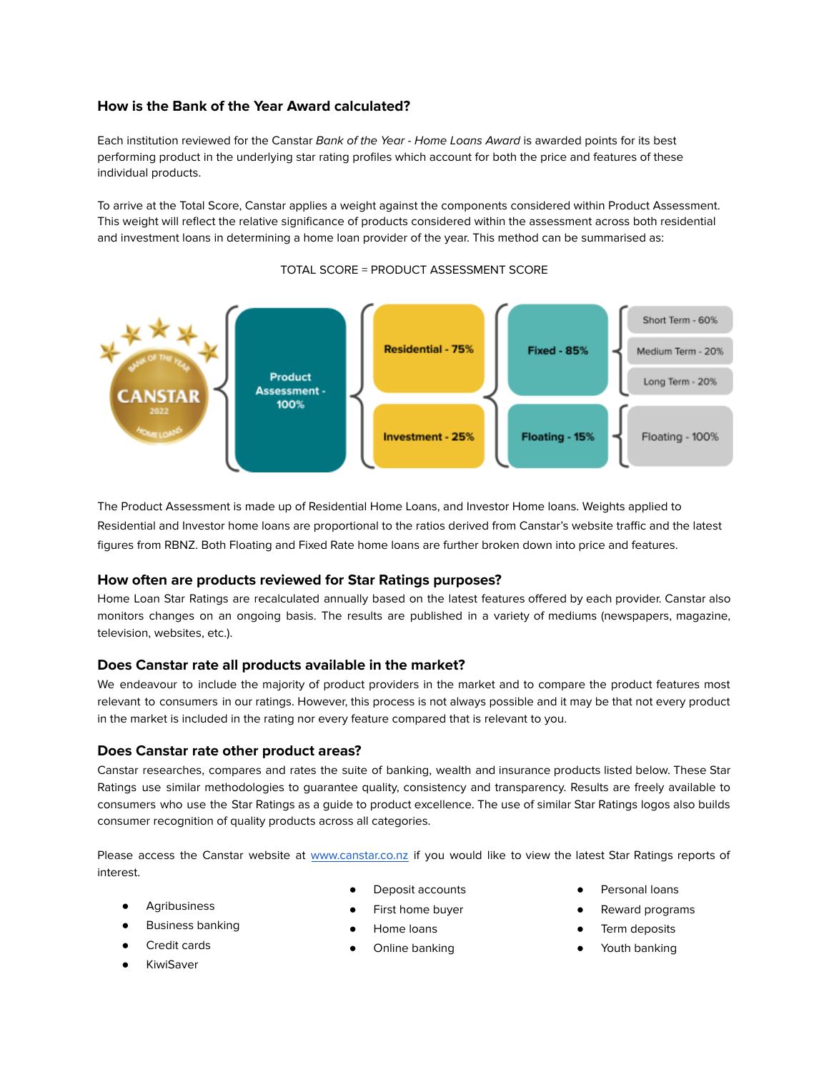### How is the Bank of the Year Award calculated?

Each institution reviewed for the Canstar *Bank of the Year - Home Loans Award* is awarded points for its best performing product in the underlying star rating profiles which account for both the price and features of these individual products.

To arrive at the Total Score, Canstar applies a weight against the components considered within Product Assessment. This weight will reflect the relative significance of products considered within the assessment across both residential and investment loans in determining a home loan provider of the year. This method can be summarised as:

TOTAL SCORE = PRODUCT ASSESSMENT SCORE

- Product Assessment - 100%
  - Residential - 75%
  - Investment - 25%
    - Fixed - 85%
      - Short Term - 60%
      - Medium Term - 20%
      - Long Term - 20%
    - Floating - 15%
      - Floating - 100%

The Product Assessment is made up of Residential Home Loans, and Investor Home loans. Weights applied to Residential and Investor home loans are proportional to the ratios derived from Canstar's website traffic and the latest figures from RBNZ. Both Floating and Fixed Rate home loans are further broken down into price and features.

### How often are products reviewed for Star Ratings purposes?

Home Loan Star Ratings are recalculated annually based on the latest features offered by each provider. Canstar also monitors changes on an ongoing basis. The results are published in a variety of mediums (newspapers, magazine, television, websites, etc.).

### Does Canstar rate all products available in the market?

We endeavour to include the majority of product providers in the market and to compare the product features most relevant to consumers in our ratings. However, this process is not always possible and it may be that not every product in the market is included in the rating nor every feature compared that is relevant to you.

### Does Canstar rate other product areas?

Canstar researches, compares and rates the suite of banking, wealth and insurance products listed below. These Star Ratings use similar methodologies to guarantee quality, consistency and transparency. Results are freely available to consumers who use the Star Ratings as a guide to product excellence. The use of similar Star Ratings logos also builds consumer recognition of quality products across all categories.

Please access the Canstar website at www.canstar.co.nz if you would like to view the latest Star Ratings reports of interest.

- Agribusiness
- Business banking
- Credit cards
- KiwiSaver
- Deposit accounts
- First home buyer
- Home loans
- Online banking
- Personal loans
- Reward programs
- Term deposits
- Youth banking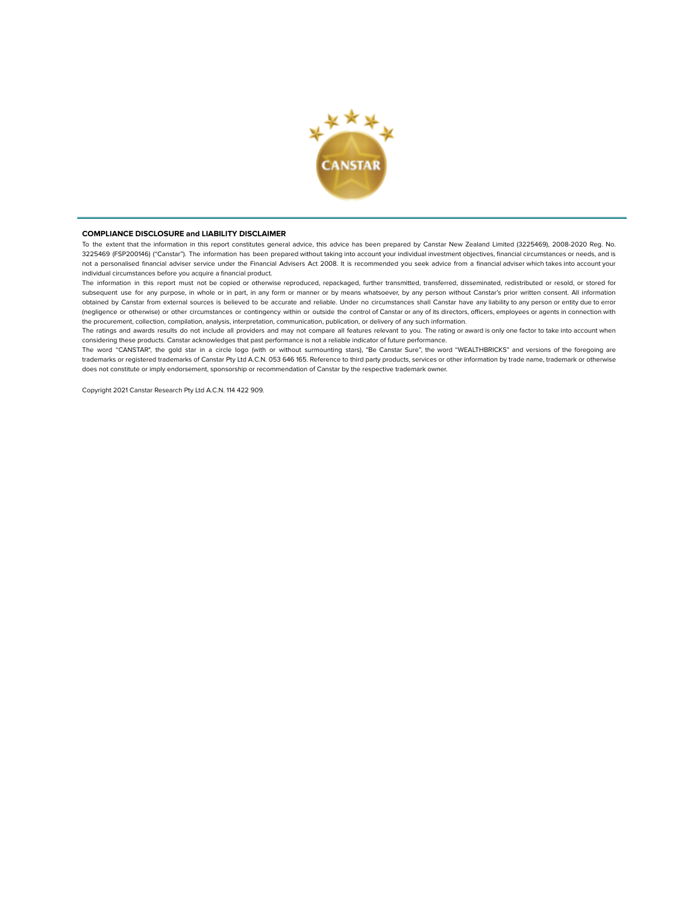**COMPLIANCE DISCLOSURE and LIABILITY DISCLAIMER**

To the extent that the information in this report constitutes general advice, this advice has been prepared by Canstar New Zealand Limited (3225469), 2008-2020 Reg. No. 3225469 (FSP200146) ("Canstar"). The information has been prepared without taking into account your individual investment objectives, financial circumstances or needs, and is not a personalised financial adviser service under the Financial Advisers Act 2008. It is recommended you seek advice from a financial adviser which takes into account your individual circumstances before you acquire a financial product.

The information in this report must not be copied or otherwise reproduced, repackaged, further transmitted, transferred, disseminated, redistributed or resold, or stored for subsequent use for any purpose, in whole or in part, in any form or manner or by means whatsoever, by any person without Canstar's prior written consent. All information obtained by Canstar from external sources is believed to be accurate and reliable. Under no circumstances shall Canstar have any liability to any person or entity due to error (negligence or otherwise) or other circumstances or contingency within or outside the control of Canstar or any of its directors, officers, employees or agents in connection with the procurement, collection, compilation, analysis, interpretation, communication, publication, or delivery of any such information.

The ratings and awards results do not include all providers and may not compare all features relevant to you. The rating or award is only one factor to take into account when considering these products. Canstar acknowledges that past performance is not a reliable indicator of future performance.

The word "CANSTAR", the gold star in a circle logo (with or without surmounting stars), "Be Canstar Sure", the word "WEALTHBRICKS" and versions of the foregoing are trademarks or registered trademarks of Canstar Pty Ltd A.C.N. 053 646 165. Reference to third party products, services or other information by trade name, trademark or otherwise does not constitute or imply endorsement, sponsorship or recommendation of Canstar by the respective trademark owner.

Copyright 2021 Canstar Research Pty Ltd A.C.N. 114 422 909.